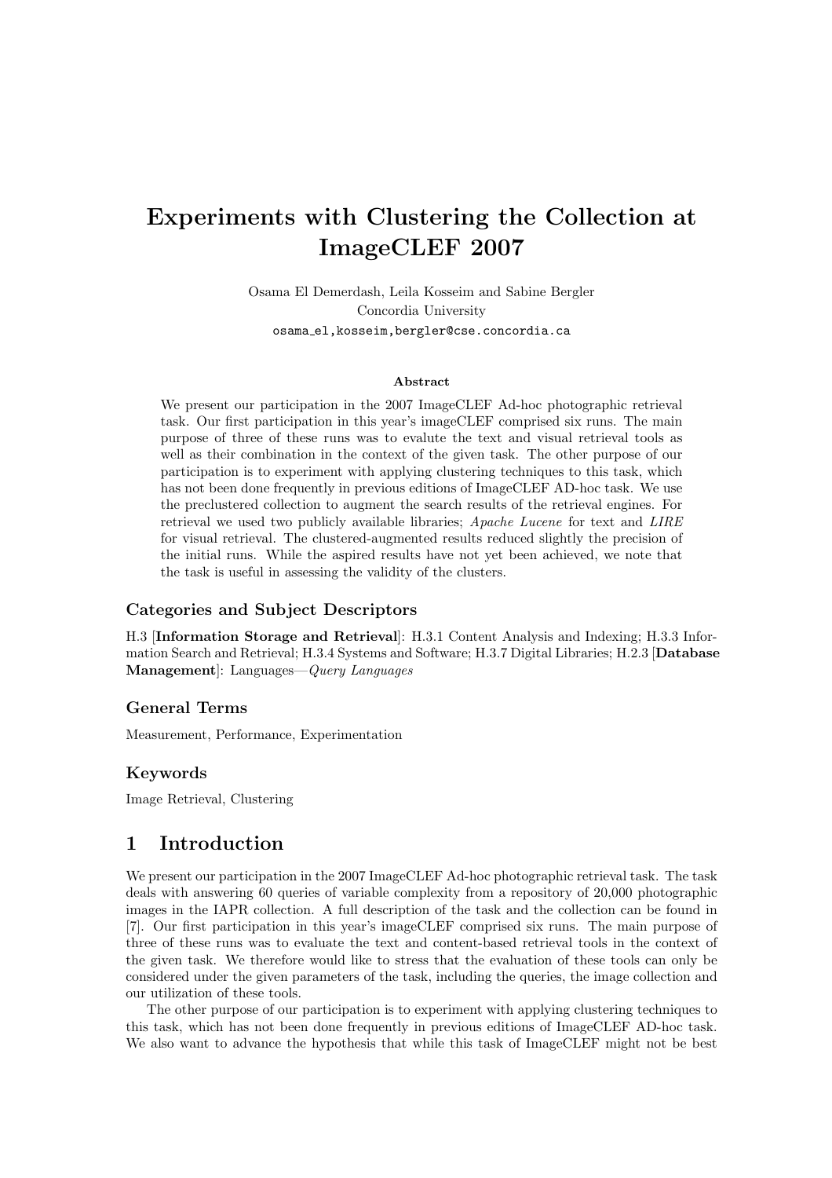# Experiments with Clustering the Collection at ImageCLEF 2007

Osama El Demerdash, Leila Kosseim and Sabine Bergler
Concordia University
osama_el,kosseim,bergler@cse.concordia.ca

**Abstract**

We present our participation in the 2007 ImageCLEF Ad-hoc photographic retrieval task. Our first participation in this year's imageCLEF comprised six runs. The main purpose of three of these runs was to evalute the text and visual retrieval tools as well as their combination in the context of the given task. The other purpose of our participation is to experiment with applying clustering techniques to this task, which has not been done frequently in previous editions of ImageCLEF AD-hoc task. We use the preclustered collection to augment the search results of the retrieval engines. For retrieval we used two publicly available libraries; *Apache Lucene* for text and *LIRE* for visual retrieval. The clustered-augmented results reduced slightly the precision of the initial runs. While the aspired results have not yet been achieved, we note that the task is useful in assessing the validity of the clusters.

### Categories and Subject Descriptors

H.3 [**Information Storage and Retrieval**]: H.3.1 Content Analysis and Indexing; H.3.3 Information Search and Retrieval; H.3.4 Systems and Software; H.3.7 Digital Libraries; H.2.3 [**Database Management**]: Languages—*Query Languages*

### General Terms

Measurement, Performance, Experimentation

### Keywords

Image Retrieval, Clustering

## 1 Introduction

We present our participation in the 2007 ImageCLEF Ad-hoc photographic retrieval task. The task deals with answering 60 queries of variable complexity from a repository of 20,000 photographic images in the IAPR collection. A full description of the task and the collection can be found in [7]. Our first participation in this year's imageCLEF comprised six runs. The main purpose of three of these runs was to evaluate the text and content-based retrieval tools in the context of the given task. We therefore would like to stress that the evaluation of these tools can only be considered under the given parameters of the task, including the queries, the image collection and our utilization of these tools.

The other purpose of our participation is to experiment with applying clustering techniques to this task, which has not been done frequently in previous editions of ImageCLEF AD-hoc task. We also want to advance the hypothesis that while this task of ImageCLEF might not be best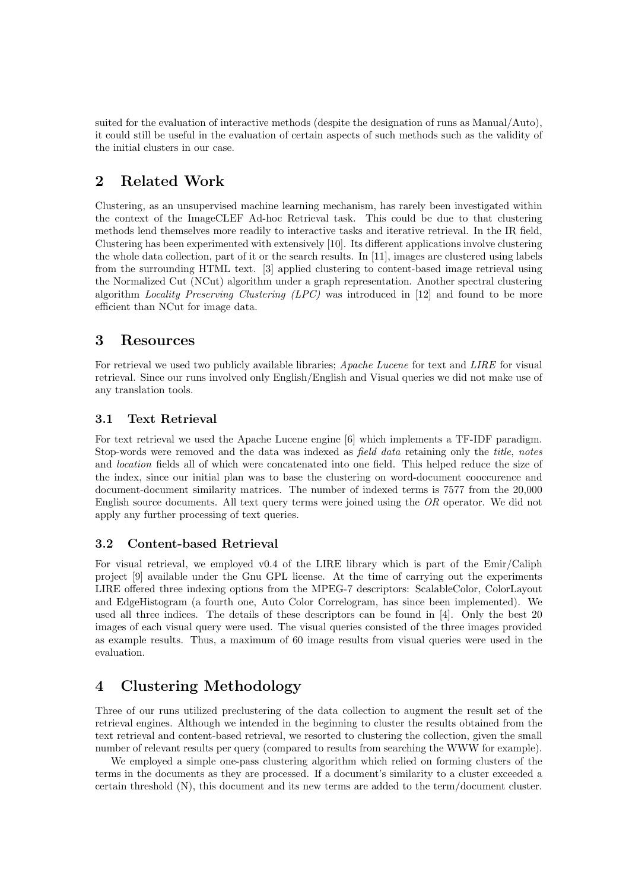suited for the evaluation of interactive methods (despite the designation of runs as Manual/Auto), it could still be useful in the evaluation of certain aspects of such methods such as the validity of the initial clusters in our case.

## 2 Related Work

Clustering, as an unsupervised machine learning mechanism, has rarely been investigated within the context of the ImageCLEF Ad-hoc Retrieval task. This could be due to that clustering methods lend themselves more readily to interactive tasks and iterative retrieval. In the IR field, Clustering has been experimented with extensively [10]. Its different applications involve clustering the whole data collection, part of it or the search results. In [11], images are clustered using labels from the surrounding HTML text. [3] applied clustering to content-based image retrieval using the Normalized Cut (NCut) algorithm under a graph representation. Another spectral clustering algorithm *Locality Preserving Clustering (LPC)* was introduced in [12] and found to be more efficient than NCut for image data.

## 3 Resources

For retrieval we used two publicly available libraries; *Apache Lucene* for text and *LIRE* for visual retrieval. Since our runs involved only English/English and Visual queries we did not make use of any translation tools.

### 3.1 Text Retrieval

For text retrieval we used the Apache Lucene engine [6] which implements a TF-IDF paradigm. Stop-words were removed and the data was indexed as *field data* retaining only the *title*, *notes* and *location* fields all of which were concatenated into one field. This helped reduce the size of the index, since our initial plan was to base the clustering on word-document cooccurence and document-document similarity matrices. The number of indexed terms is 7577 from the 20,000 English source documents. All text query terms were joined using the *OR* operator. We did not apply any further processing of text queries.

### 3.2 Content-based Retrieval

For visual retrieval, we employed v0.4 of the LIRE library which is part of the Emir/Caliph project [9] available under the Gnu GPL license. At the time of carrying out the experiments LIRE offered three indexing options from the MPEG-7 descriptors: ScalableColor, ColorLayout and EdgeHistogram (a fourth one, Auto Color Correlogram, has since been implemented). We used all three indices. The details of these descriptors can be found in [4]. Only the best 20 images of each visual query were used. The visual queries consisted of the three images provided as example results. Thus, a maximum of 60 image results from visual queries were used in the evaluation.

## 4 Clustering Methodology

Three of our runs utilized preclustering of the data collection to augment the result set of the retrieval engines. Although we intended in the beginning to cluster the results obtained from the text retrieval and content-based retrieval, we resorted to clustering the collection, given the small number of relevant results per query (compared to results from searching the WWW for example).

We employed a simple one-pass clustering algorithm which relied on forming clusters of the terms in the documents as they are processed. If a document's similarity to a cluster exceeded a certain threshold (N), this document and its new terms are added to the term/document cluster.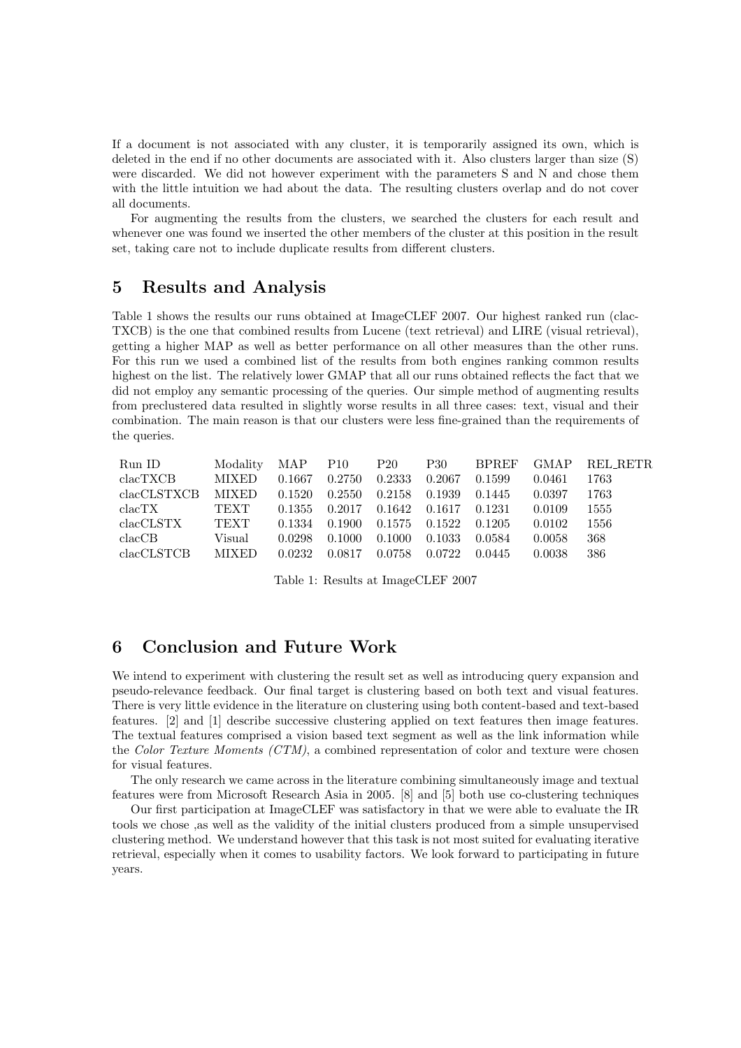If a document is not associated with any cluster, it is temporarily assigned its own, which is deleted in the end if no other documents are associated with it. Also clusters larger than size (S) were discarded. We did not however experiment with the parameters S and N and chose them with the little intuition we had about the data. The resulting clusters overlap and do not cover all documents.

For augmenting the results from the clusters, we searched the clusters for each result and whenever one was found we inserted the other members of the cluster at this position in the result set, taking care not to include duplicate results from different clusters.

## 5 Results and Analysis

Table 1 shows the results our runs obtained at ImageCLEF 2007. Our highest ranked run (clacTXCB) is the one that combined results from Lucene (text retrieval) and LIRE (visual retrieval), getting a higher MAP as well as better performance on all other measures than the other runs. For this run we used a combined list of the results from both engines ranking common results highest on the list. The relatively lower GMAP that all our runs obtained reflects the fact that we did not employ any semantic processing of the queries. Our simple method of augmenting results from preclustered data resulted in slightly worse results in all three cases: text, visual and their combination. The main reason is that our clusters were less fine-grained than the requirements of the queries.

| Run ID | Modality | MAP | P10 | P20 | P30 | BPREF | GMAP | REL_RETR |
|---|---|---|---|---|---|---|---|---|
| clacTXCB | MIXED | 0.1667 | 0.2750 | 0.2333 | 0.2067 | 0.1599 | 0.0461 | 1763 |
| clacCLSTXCB | MIXED | 0.1520 | 0.2550 | 0.2158 | 0.1939 | 0.1445 | 0.0397 | 1763 |
| clacTX | TEXT | 0.1355 | 0.2017 | 0.1642 | 0.1617 | 0.1231 | 0.0109 | 1555 |
| clacCLSTX | TEXT | 0.1334 | 0.1900 | 0.1575 | 0.1522 | 0.1205 | 0.0102 | 1556 |
| clacCB | Visual | 0.0298 | 0.1000 | 0.1000 | 0.1033 | 0.0584 | 0.0058 | 368 |
| clacCLSTCB | MIXED | 0.0232 | 0.0817 | 0.0758 | 0.0722 | 0.0445 | 0.0038 | 386 |

Table 1: Results at ImageCLEF 2007

## 6 Conclusion and Future Work

We intend to experiment with clustering the result set as well as introducing query expansion and pseudo-relevance feedback. Our final target is clustering based on both text and visual features. There is very little evidence in the literature on clustering using both content-based and text-based features. [2] and [1] describe successive clustering applied on text features then image features. The textual features comprised a vision based text segment as well as the link information while the *Color Texture Moments (CTM)*, a combined representation of color and texture were chosen for visual features.

The only research we came across in the literature combining simultaneously image and textual features were from Microsoft Research Asia in 2005. [8] and [5] both use co-clustering techniques

Our first participation at ImageCLEF was satisfactory in that we were able to evaluate the IR tools we chose ,as well as the validity of the initial clusters produced from a simple unsupervised clustering method. We understand however that this task is not most suited for evaluating iterative retrieval, especially when it comes to usability factors. We look forward to participating in future years.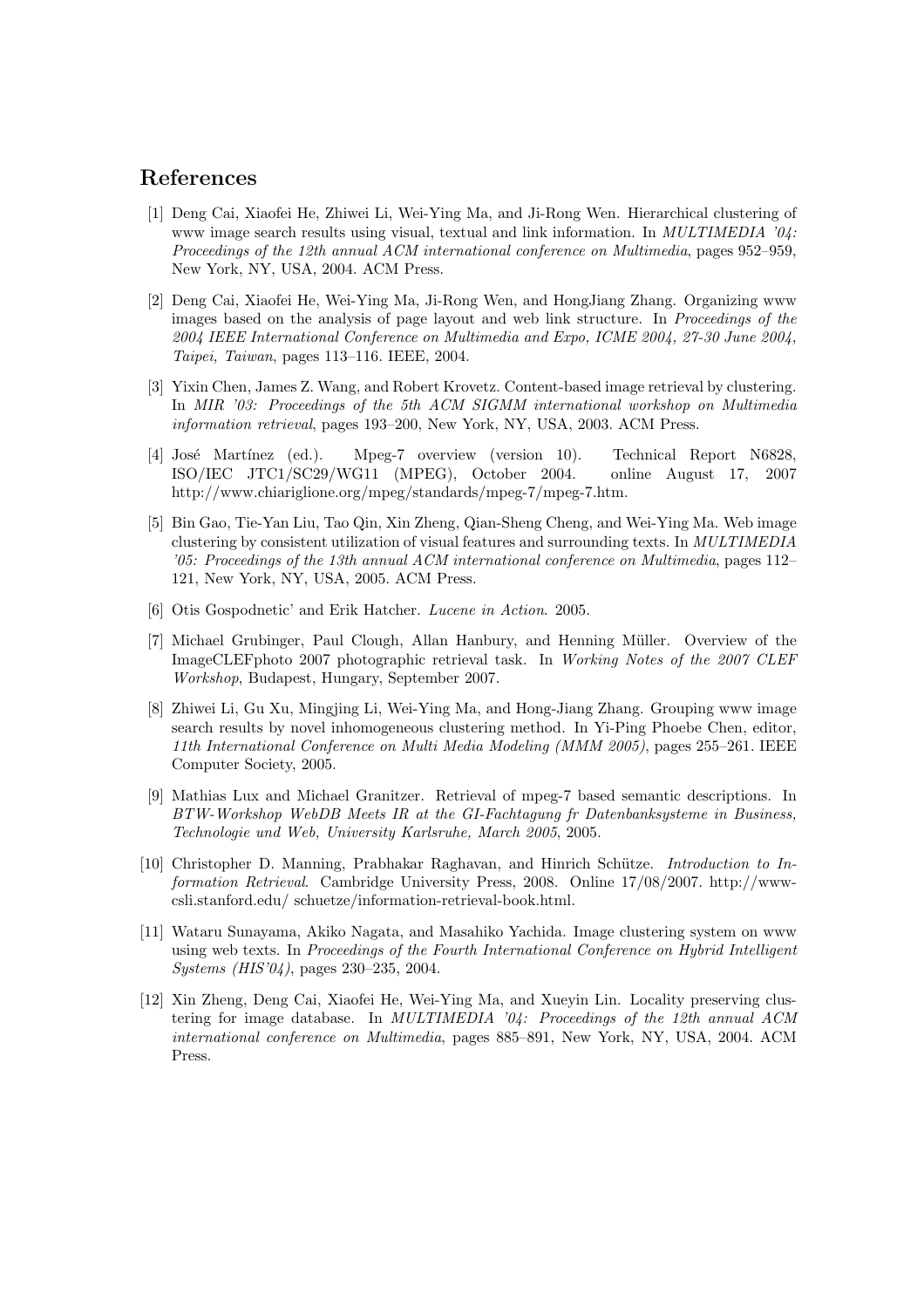## References

[1] Deng Cai, Xiaofei He, Zhiwei Li, Wei-Ying Ma, and Ji-Rong Wen. Hierarchical clustering of www image search results using visual, textual and link information. In *MULTIMEDIA '04: Proceedings of the 12th annual ACM international conference on Multimedia*, pages 952–959, New York, NY, USA, 2004. ACM Press.

[2] Deng Cai, Xiaofei He, Wei-Ying Ma, Ji-Rong Wen, and HongJiang Zhang. Organizing www images based on the analysis of page layout and web link structure. In *Proceedings of the 2004 IEEE International Conference on Multimedia and Expo, ICME 2004, 27-30 June 2004, Taipei, Taiwan*, pages 113–116. IEEE, 2004.

[3] Yixin Chen, James Z. Wang, and Robert Krovetz. Content-based image retrieval by clustering. In *MIR '03: Proceedings of the 5th ACM SIGMM international workshop on Multimedia information retrieval*, pages 193–200, New York, NY, USA, 2003. ACM Press.

[4] José Martínez (ed.). Mpeg-7 overview (version 10). Technical Report N6828, ISO/IEC JTC1/SC29/WG11 (MPEG), October 2004. online August 17, 2007 http://www.chiariglione.org/mpeg/standards/mpeg-7/mpeg-7.htm.

[5] Bin Gao, Tie-Yan Liu, Tao Qin, Xin Zheng, Qian-Sheng Cheng, and Wei-Ying Ma. Web image clustering by consistent utilization of visual features and surrounding texts. In *MULTIMEDIA '05: Proceedings of the 13th annual ACM international conference on Multimedia*, pages 112–121, New York, NY, USA, 2005. ACM Press.

[6] Otis Gospodnetic' and Erik Hatcher. *Lucene in Action*. 2005.

[7] Michael Grubinger, Paul Clough, Allan Hanbury, and Henning Müller. Overview of the ImageCLEFphoto 2007 photographic retrieval task. In *Working Notes of the 2007 CLEF Workshop*, Budapest, Hungary, September 2007.

[8] Zhiwei Li, Gu Xu, Mingjing Li, Wei-Ying Ma, and Hong-Jiang Zhang. Grouping www image search results by novel inhomogeneous clustering method. In Yi-Ping Phoebe Chen, editor, *11th International Conference on Multi Media Modeling (MMM 2005)*, pages 255–261. IEEE Computer Society, 2005.

[9] Mathias Lux and Michael Granitzer. Retrieval of mpeg-7 based semantic descriptions. In *BTW-Workshop WebDB Meets IR at the GI-Fachtagung fr Datenbanksysteme in Business, Technologie und Web, University Karlsruhe, March 2005*, 2005.

[10] Christopher D. Manning, Prabhakar Raghavan, and Hinrich Schütze. *Introduction to Information Retrieval*. Cambridge University Press, 2008. Online 17/08/2007. http://www-csli.stanford.edu/ schuetze/information-retrieval-book.html.

[11] Wataru Sunayama, Akiko Nagata, and Masahiko Yachida. Image clustering system on www using web texts. In *Proceedings of the Fourth International Conference on Hybrid Intelligent Systems (HIS'04)*, pages 230–235, 2004.

[12] Xin Zheng, Deng Cai, Xiaofei He, Wei-Ying Ma, and Xueyin Lin. Locality preserving clustering for image database. In *MULTIMEDIA '04: Proceedings of the 12th annual ACM international conference on Multimedia*, pages 885–891, New York, NY, USA, 2004. ACM Press.